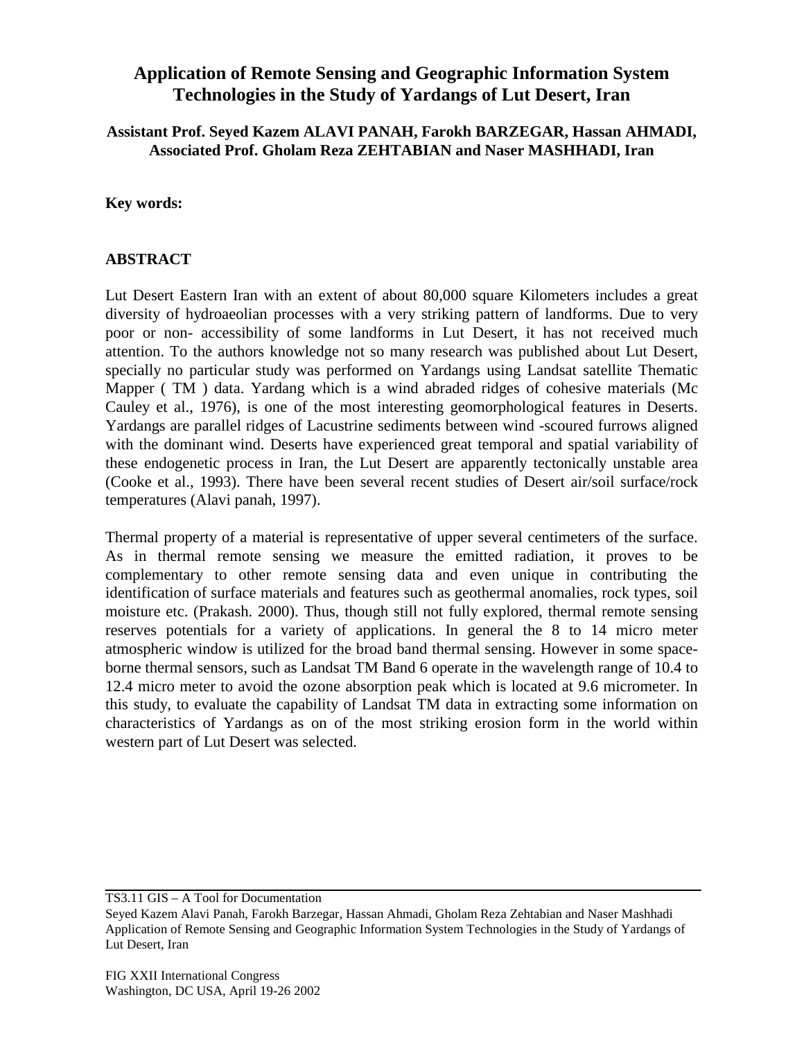# Application of Remote Sensing and Geographic Information System Technologies in the Study of Yardangs of Lut Desert, Iran

**Assistant Prof. Seyed Kazem ALAVI PANAH, Farokh BARZEGAR, Hassan AHMADI, Associated Prof. Gholam Reza ZEHTABIAN and Naser MASHHADI, Iran**

**Key words:**

## ABSTRACT

Lut Desert Eastern Iran with an extent of about 80,000 square Kilometers includes a great diversity of hydroaeolian processes with a very striking pattern of landforms. Due to very poor or non- accessibility of some landforms in Lut Desert, it has not received much attention. To the authors knowledge not so many research was published about Lut Desert, specially no particular study was performed on Yardangs using Landsat satellite Thematic Mapper ( TM ) data. Yardang which is a wind abraded ridges of cohesive materials (Mc Cauley et al., 1976), is one of the most interesting geomorphological features in Deserts. Yardangs are parallel ridges of Lacustrine sediments between wind -scoured furrows aligned with the dominant wind. Deserts have experienced great temporal and spatial variability of these endogenetic process in Iran, the Lut Desert are apparently tectonically unstable area (Cooke et al., 1993). There have been several recent studies of Desert air/soil surface/rock temperatures (Alavi panah, 1997).

Thermal property of a material is representative of upper several centimeters of the surface. As in thermal remote sensing we measure the emitted radiation, it proves to be complementary to other remote sensing data and even unique in contributing the identification of surface materials and features such as geothermal anomalies, rock types, soil moisture etc. (Prakash. 2000). Thus, though still not fully explored, thermal remote sensing reserves potentials for a variety of applications. In general the 8 to 14 micro meter atmospheric window is utilized for the broad band thermal sensing. However in some space-borne thermal sensors, such as Landsat TM Band 6 operate in the wavelength range of 10.4 to 12.4 micro meter to avoid the ozone absorption peak which is located at 9.6 micrometer. In this study, to evaluate the capability of Landsat TM data in extracting some information on characteristics of Yardangs as on of the most striking erosion form in the world within western part of Lut Desert was selected.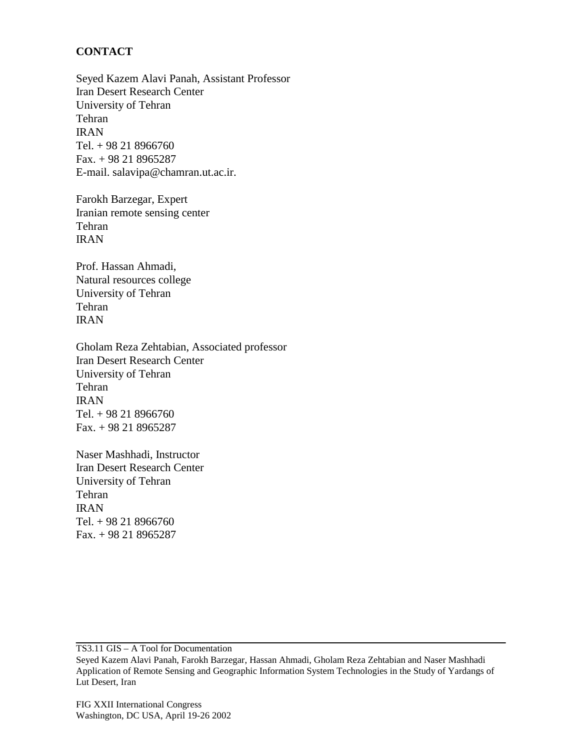## CONTACT

Seyed Kazem Alavi Panah, Assistant Professor
Iran Desert Research Center
University of Tehran
Tehran
IRAN
Tel. + 98 21 8966760
Fax. + 98 21 8965287
E-mail. salavipa@chamran.ut.ac.ir.

Farokh Barzegar, Expert
Iranian remote sensing center
Tehran
IRAN

Prof. Hassan Ahmadi,
Natural resources college
University of Tehran
Tehran
IRAN

Gholam Reza Zehtabian, Associated professor
Iran Desert Research Center
University of Tehran
Tehran
IRAN
Tel. + 98 21 8966760
Fax. + 98 21 8965287

Naser Mashhadi, Instructor
Iran Desert Research Center
University of Tehran
Tehran
IRAN
Tel. + 98 21 8966760
Fax. + 98 21 8965287